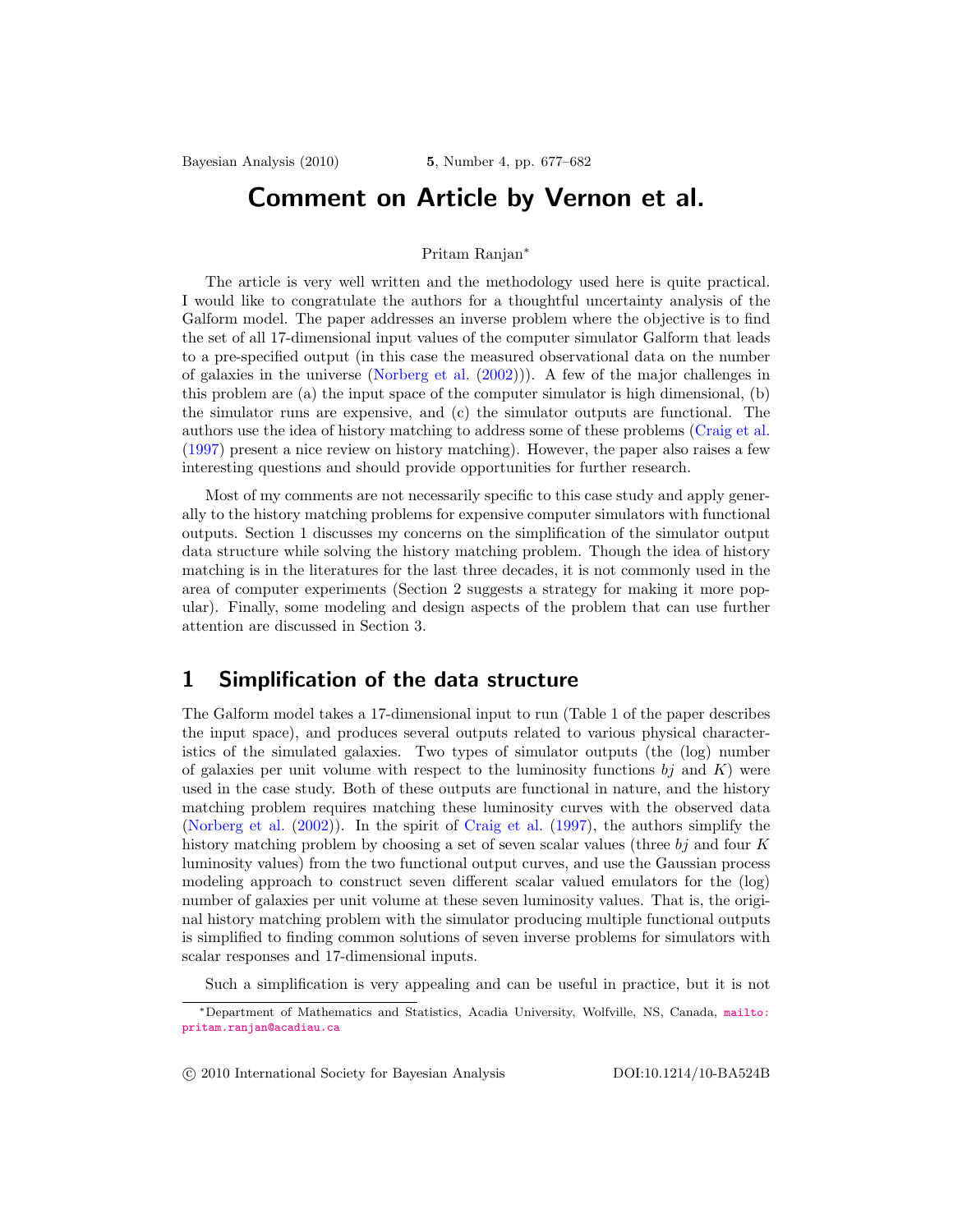# Comment on Article by Vernon et al.

Pritam Ranjan[*]

The article is very well written and the methodology used here is quite practical. I would like to congratulate the authors for a thoughtful uncertainty analysis of the Galform model. The paper addresses an inverse problem where the objective is to find the set of all 17-dimensional input values of the computer simulator Galform that leads to a pre-specified output (in this case the measured observational data on the number of galaxies in the universe (Norberg et al. (2002))). A few of the major challenges in this problem are (a) the input space of the computer simulator is high dimensional, (b) the simulator runs are expensive, and (c) the simulator outputs are functional. The authors use the idea of history matching to address some of these problems (Craig et al. (1997) present a nice review on history matching). However, the paper also raises a few interesting questions and should provide opportunities for further research.

Most of my comments are not necessarily specific to this case study and apply generally to the history matching problems for expensive computer simulators with functional outputs. Section 1 discusses my concerns on the simplification of the simulator output data structure while solving the history matching problem. Though the idea of history matching is in the literatures for the last three decades, it is not commonly used in the area of computer experiments (Section 2 suggests a strategy for making it more popular). Finally, some modeling and design aspects of the problem that can use further attention are discussed in Section 3.

## 1 Simplification of the data structure

The Galform model takes a 17-dimensional input to run (Table 1 of the paper describes the input space), and produces several outputs related to various physical characteristics of the simulated galaxies. Two types of simulator outputs (the (log) number of galaxies per unit volume with respect to the luminosity functions $bj$ and $K$) were used in the case study. Both of these outputs are functional in nature, and the history matching problem requires matching these luminosity curves with the observed data (Norberg et al. (2002)). In the spirit of Craig et al. (1997), the authors simplify the history matching problem by choosing a set of seven scalar values (three $bj$ and four $K$ luminosity values) from the two functional output curves, and use the Gaussian process modeling approach to construct seven different scalar valued emulators for the (log) number of galaxies per unit volume at these seven luminosity values. That is, the original history matching problem with the simulator producing multiple functional outputs is simplified to finding common solutions of seven inverse problems for simulators with scalar responses and 17-dimensional inputs.

Such a simplification is very appealing and can be useful in practice, but it is not

[*]Department of Mathematics and Statistics, Acadia University, Wolfville, NS, Canada, mailto:pritam.ranjan@acadiau.ca

© 2010 International Society for Bayesian Analysis DOI:10.1214/10-BA524B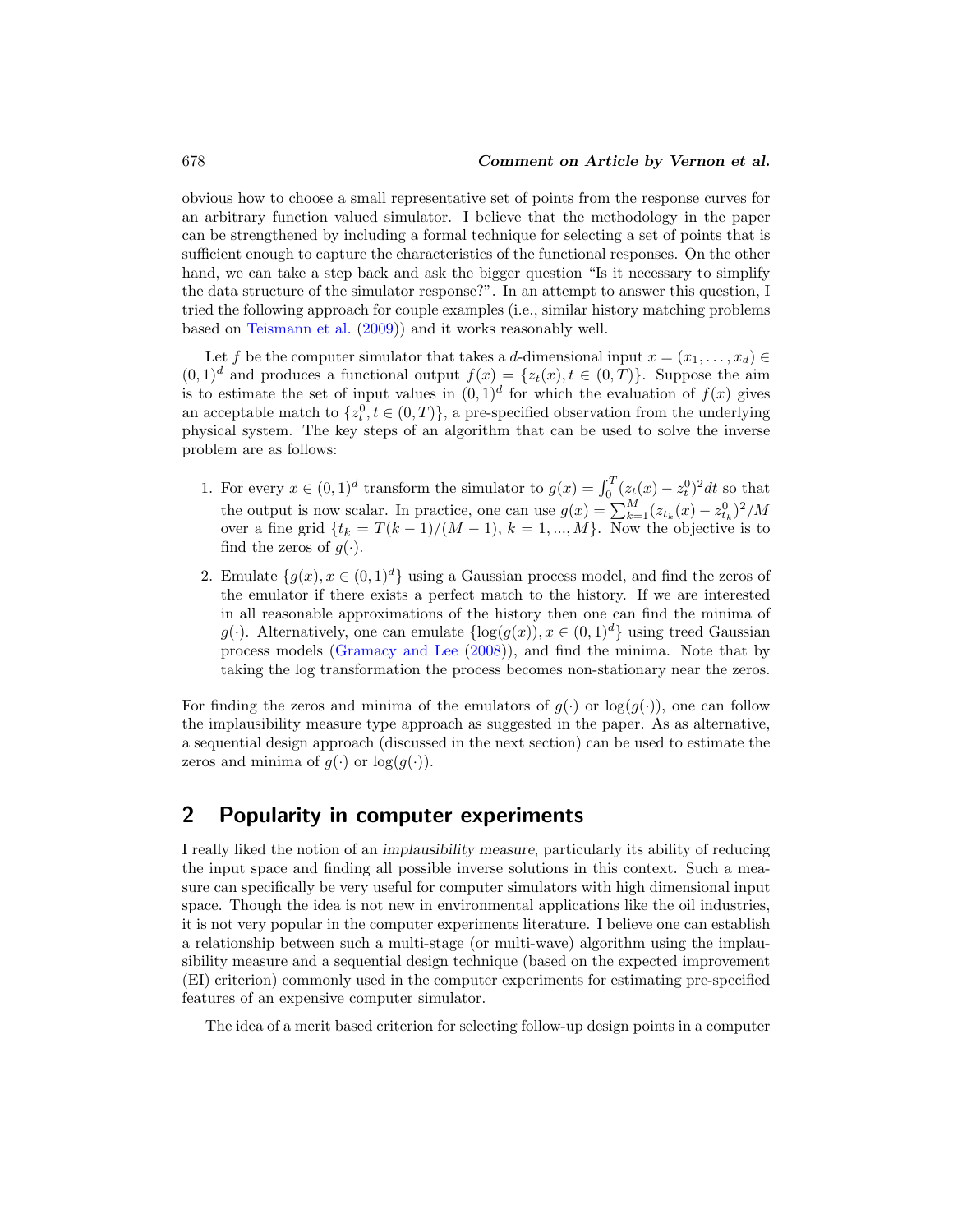obvious how to choose a small representative set of points from the response curves for an arbitrary function valued simulator. I believe that the methodology in the paper can be strengthened by including a formal technique for selecting a set of points that is sufficient enough to capture the characteristics of the functional responses. On the other hand, we can take a step back and ask the bigger question "Is it necessary to simplify the data structure of the simulator response?". In an attempt to answer this question, I tried the following approach for couple examples (i.e., similar history matching problems based on Teismann et al. (2009)) and it works reasonably well.

Let $f$ be the computer simulator that takes a $d$-dimensional input $x = (x_1, \ldots, x_d) \in (0,1)^d$ and produces a functional output $f(x) = \{z_t(x), t \in (0,T)\}$. Suppose the aim is to estimate the set of input values in $(0,1)^d$ for which the evaluation of $f(x)$ gives an acceptable match to $\{z_t^0, t \in (0,T)\}$, a pre-specified observation from the underlying physical system. The key steps of an algorithm that can be used to solve the inverse problem are as follows:

1. For every $x \in (0,1)^d$ transform the simulator to $g(x) = \int_0^T (z_t(x) - z_t^0)^2 dt$ so that the output is now scalar. In practice, one can use $g(x) = \sum_{k=1}^{M} (z_{t_k}(x) - z_{t_k}^0)^2 / M$ over a fine grid $\{t_k = T(k-1)/(M-1),\ k = 1, ..., M\}$. Now the objective is to find the zeros of $g(\cdot)$.
2. Emulate $\{g(x), x \in (0,1)^d\}$ using a Gaussian process model, and find the zeros of the emulator if there exists a perfect match to the history. If we are interested in all reasonable approximations of the history then one can find the minima of $g(\cdot)$. Alternatively, one can emulate $\{\log(g(x)), x \in (0,1)^d\}$ using treed Gaussian process models (Gramacy and Lee (2008)), and find the minima. Note that by taking the log transformation the process becomes non-stationary near the zeros.

For finding the zeros and minima of the emulators of $g(\cdot)$ or $\log(g(\cdot))$, one can follow the implausibility measure type approach as suggested in the paper. As as alternative, a sequential design approach (discussed in the next section) can be used to estimate the zeros and minima of $g(\cdot)$ or $\log(g(\cdot))$.

## 2 Popularity in computer experiments

I really liked the notion of an *implausibility measure*, particularly its ability of reducing the input space and finding all possible inverse solutions in this context. Such a measure can specifically be very useful for computer simulators with high dimensional input space. Though the idea is not new in environmental applications like the oil industries, it is not very popular in the computer experiments literature. I believe one can establish a relationship between such a multi-stage (or multi-wave) algorithm using the implausibility measure and a sequential design technique (based on the expected improvement (EI) criterion) commonly used in the computer experiments for estimating pre-specified features of an expensive computer simulator.

The idea of a merit based criterion for selecting follow-up design points in a computer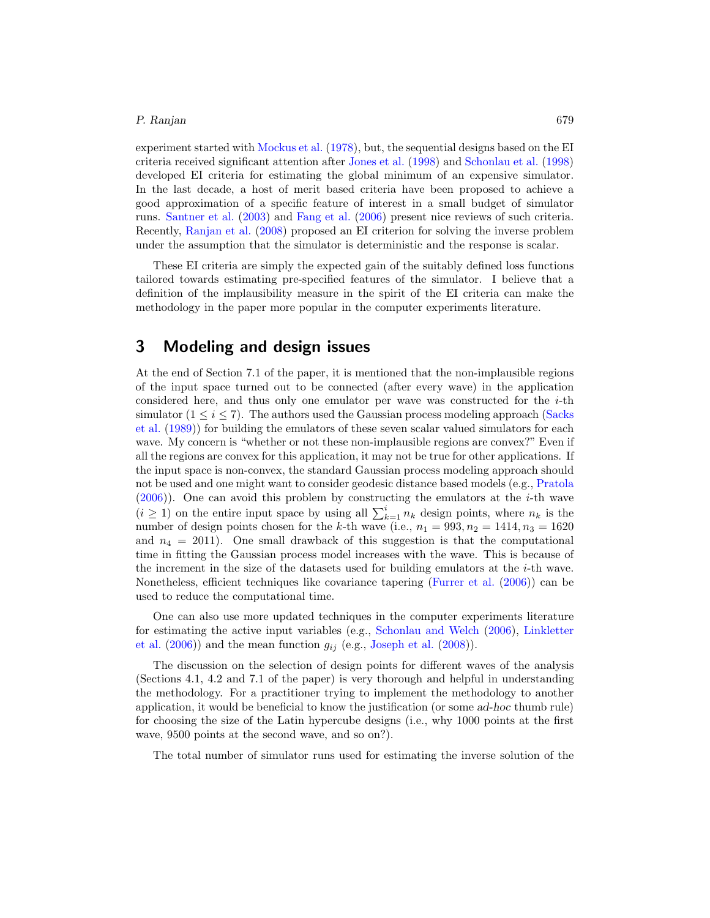experiment started with Mockus et al. (1978), but, the sequential designs based on the EI criteria received significant attention after Jones et al. (1998) and Schonlau et al. (1998) developed EI criteria for estimating the global minimum of an expensive simulator. In the last decade, a host of merit based criteria have been proposed to achieve a good approximation of a specific feature of interest in a small budget of simulator runs. Santner et al. (2003) and Fang et al. (2006) present nice reviews of such criteria. Recently, Ranjan et al. (2008) proposed an EI criterion for solving the inverse problem under the assumption that the simulator is deterministic and the response is scalar.

These EI criteria are simply the expected gain of the suitably defined loss functions tailored towards estimating pre-specified features of the simulator. I believe that a definition of the implausibility measure in the spirit of the EI criteria can make the methodology in the paper more popular in the computer experiments literature.

## 3 Modeling and design issues

At the end of Section 7.1 of the paper, it is mentioned that the non-implausible regions of the input space turned out to be connected (after every wave) in the application considered here, and thus only one emulator per wave was constructed for the $i$-th simulator ($1 \leq i \leq 7$). The authors used the Gaussian process modeling approach (Sacks et al. (1989)) for building the emulators of these seven scalar valued simulators for each wave. My concern is "whether or not these non-implausible regions are convex?" Even if all the regions are convex for this application, it may not be true for other applications. If the input space is non-convex, the standard Gaussian process modeling approach should not be used and one might want to consider geodesic distance based models (e.g., Pratola (2006)). One can avoid this problem by constructing the emulators at the $i$-th wave ($i \geq 1$) on the entire input space by using all $\sum_{k=1}^{i} n_k$ design points, where $n_k$ is the number of design points chosen for the $k$-th wave (i.e., $n_1 = 993, n_2 = 1414, n_3 = 1620$ and $n_4 = 2011$). One small drawback of this suggestion is that the computational time in fitting the Gaussian process model increases with the wave. This is because of the increment in the size of the datasets used for building emulators at the $i$-th wave. Nonetheless, efficient techniques like covariance tapering (Furrer et al. (2006)) can be used to reduce the computational time.

One can also use more updated techniques in the computer experiments literature for estimating the active input variables (e.g., Schonlau and Welch (2006), Linkletter et al. (2006)) and the mean function $g_{ij}$ (e.g., Joseph et al. (2008)).

The discussion on the selection of design points for different waves of the analysis (Sections 4.1, 4.2 and 7.1 of the paper) is very thorough and helpful in understanding the methodology. For a practitioner trying to implement the methodology to another application, it would be beneficial to know the justification (or some *ad-hoc* thumb rule) for choosing the size of the Latin hypercube designs (i.e., why 1000 points at the first wave, 9500 points at the second wave, and so on?).

The total number of simulator runs used for estimating the inverse solution of the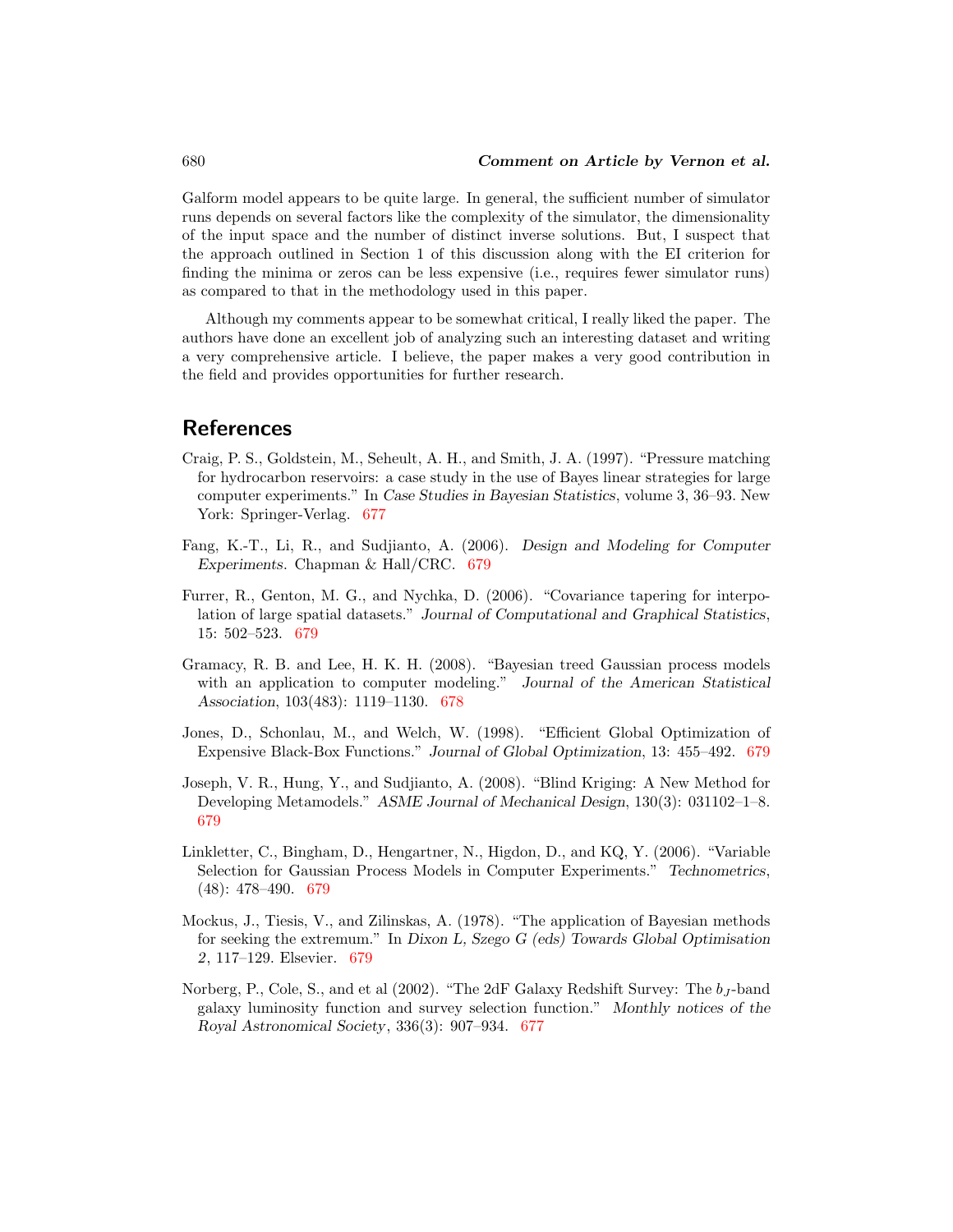Galform model appears to be quite large. In general, the sufficient number of simulator runs depends on several factors like the complexity of the simulator, the dimensionality of the input space and the number of distinct inverse solutions. But, I suspect that the approach outlined in Section 1 of this discussion along with the EI criterion for finding the minima or zeros can be less expensive (i.e., requires fewer simulator runs) as compared to that in the methodology used in this paper.

Although my comments appear to be somewhat critical, I really liked the paper. The authors have done an excellent job of analyzing such an interesting dataset and writing a very comprehensive article. I believe, the paper makes a very good contribution in the field and provides opportunities for further research.

## References

Craig, P. S., Goldstein, M., Seheult, A. H., and Smith, J. A. (1997). "Pressure matching for hydrocarbon reservoirs: a case study in the use of Bayes linear strategies for large computer experiments." In *Case Studies in Bayesian Statistics*, volume 3, 36–93. New York: Springer-Verlag. 677

Fang, K.-T., Li, R., and Sudjianto, A. (2006). *Design and Modeling for Computer Experiments*. Chapman & Hall/CRC. 679

Furrer, R., Genton, M. G., and Nychka, D. (2006). "Covariance tapering for interpolation of large spatial datasets." *Journal of Computational and Graphical Statistics*, 15: 502–523. 679

Gramacy, R. B. and Lee, H. K. H. (2008). "Bayesian treed Gaussian process models with an application to computer modeling." *Journal of the American Statistical Association*, 103(483): 1119–1130. 678

Jones, D., Schonlau, M., and Welch, W. (1998). "Efficient Global Optimization of Expensive Black-Box Functions." *Journal of Global Optimization*, 13: 455–492. 679

Joseph, V. R., Hung, Y., and Sudjianto, A. (2008). "Blind Kriging: A New Method for Developing Metamodels." *ASME Journal of Mechanical Design*, 130(3): 031102–1–8. 679

Linkletter, C., Bingham, D., Hengartner, N., Higdon, D., and KQ, Y. (2006). "Variable Selection for Gaussian Process Models in Computer Experiments." *Technometrics*, (48): 478–490. 679

Mockus, J., Tiesis, V., and Zilinskas, A. (1978). "The application of Bayesian methods for seeking the extremum." In *Dixon L, Szego G (eds) Towards Global Optimisation 2*, 117–129. Elsevier. 679

Norberg, P., Cole, S., and et al (2002). "The 2dF Galaxy Redshift Survey: The $b_J$-band galaxy luminosity function and survey selection function." *Monthly notices of the Royal Astronomical Society*, 336(3): 907–934. 677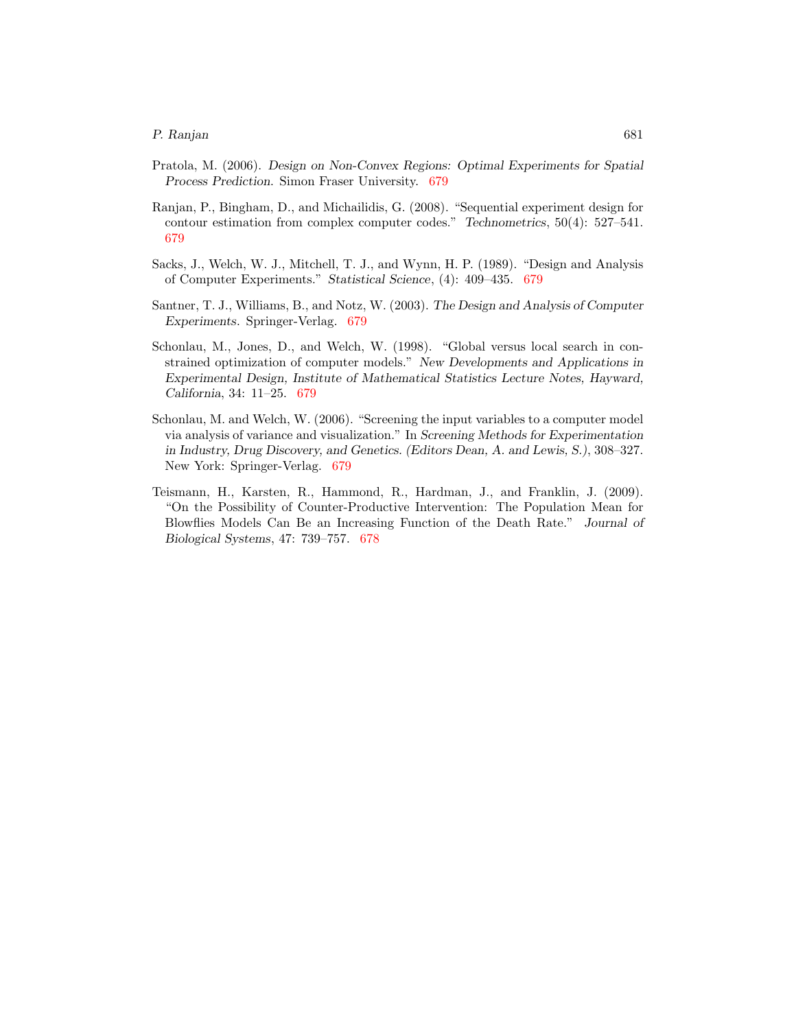Pratola, M. (2006). *Design on Non-Convex Regions: Optimal Experiments for Spatial Process Prediction*. Simon Fraser University. 679

Ranjan, P., Bingham, D., and Michailidis, G. (2008). "Sequential experiment design for contour estimation from complex computer codes." *Technometrics*, 50(4): 527–541. 679

Sacks, J., Welch, W. J., Mitchell, T. J., and Wynn, H. P. (1989). "Design and Analysis of Computer Experiments." *Statistical Science*, (4): 409–435. 679

Santner, T. J., Williams, B., and Notz, W. (2003). *The Design and Analysis of Computer Experiments*. Springer-Verlag. 679

Schonlau, M., Jones, D., and Welch, W. (1998). "Global versus local search in constrained optimization of computer models." *New Developments and Applications in Experimental Design, Institute of Mathematical Statistics Lecture Notes, Hayward, California*, 34: 11–25. 679

Schonlau, M. and Welch, W. (2006). "Screening the input variables to a computer model via analysis of variance and visualization." In *Screening Methods for Experimentation in Industry, Drug Discovery, and Genetics. (Editors Dean, A. and Lewis, S.)*, 308–327. New York: Springer-Verlag. 679

Teismann, H., Karsten, R., Hammond, R., Hardman, J., and Franklin, J. (2009). "On the Possibility of Counter-Productive Intervention: The Population Mean for Blowflies Models Can Be an Increasing Function of the Death Rate." *Journal of Biological Systems*, 47: 739–757. 678